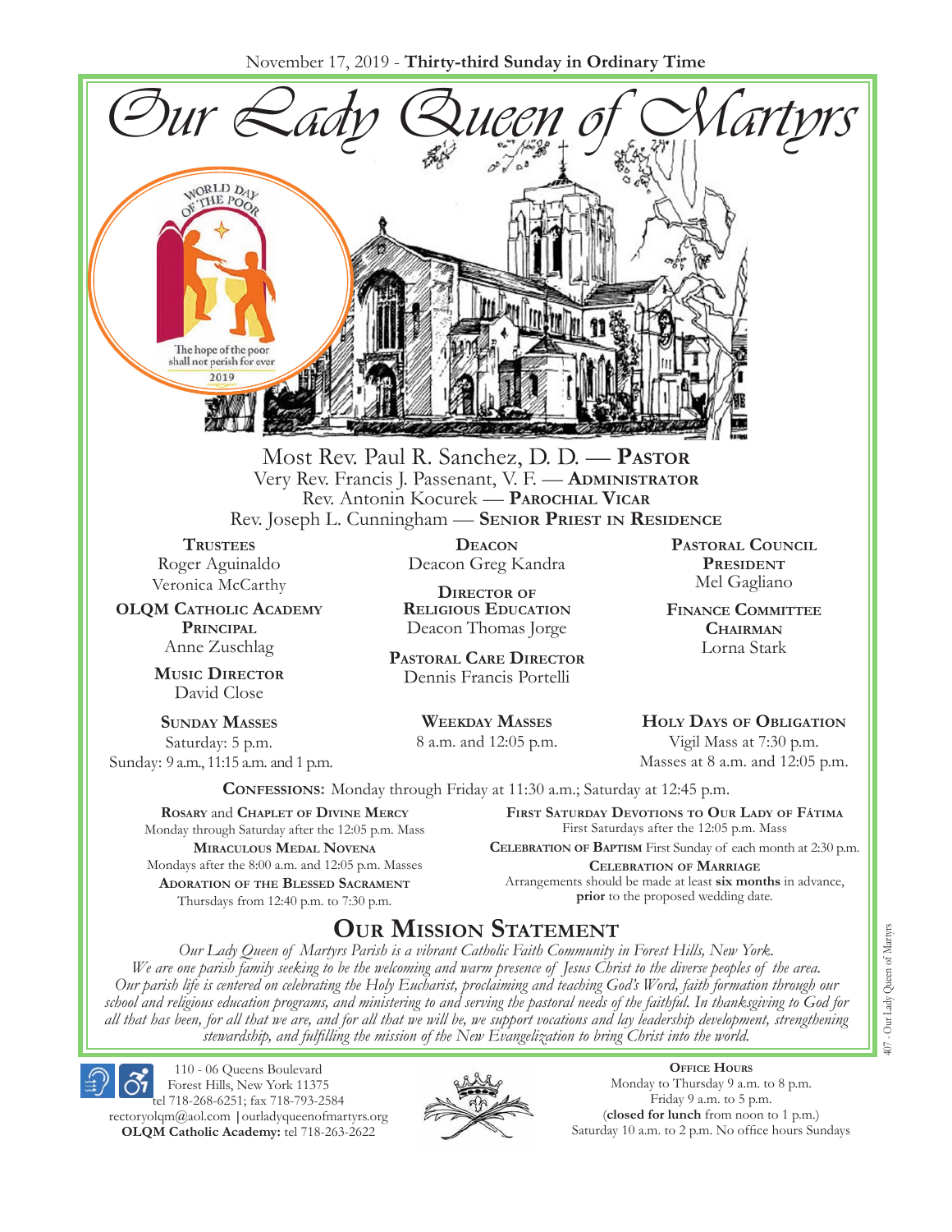November 17, 2019 - **Thirty-third Sunday in Ordinary Time**

# Our Lady Queen of Martyrs

WORLD DAY OF THE POOR

The hope of the poor shall not perish for ever

2019

Most Rev. Paul R. Sanchez, D. D. — **Pastor**
Very Rev. Francis J. Passenant, V. F. — **Administrator**
Rev. Antonin Kocurek — **Parochial Vicar**
Rev. Joseph L. Cunningham — **Senior Priest in Residence**

**Trustees**
Roger Aguinaldo
Veronica McCarthy

**OLQM Catholic Academy Principal**
Anne Zuschlag

**Music Director**
David Close

**Deacon**
Deacon Greg Kandra

**Director of Religious Education**
Deacon Thomas Jorge

**Pastoral Care Director**
Dennis Francis Portelli

**Pastoral Council President**
Mel Gagliano

**Finance Committee Chairman**
Lorna Stark

**Sunday Masses**
Saturday: 5 p.m.
Sunday: 9 a.m., 11:15 a.m. and 1 p.m.

**Weekday Masses**
8 a.m. and 12:05 p.m.

**Holy Days of Obligation**
Vigil Mass at 7:30 p.m.
Masses at 8 a.m. and 12:05 p.m.

**Confessions:** Monday through Friday at 11:30 a.m.; Saturday at 12:45 p.m.

**Rosary** and **Chaplet of Divine Mercy**
Monday through Saturday after the 12:05 p.m. Mass

**Miraculous Medal Novena**
Mondays after the 8:00 a.m. and 12:05 p.m. Masses

**Adoration of the Blessed Sacrament**
Thursdays from 12:40 p.m. to 7:30 p.m.

**First Saturday Devotions to Our Lady of Fátima**
First Saturdays after the 12:05 p.m. Mass

**Celebration of Baptism** First Sunday of each month at 2:30 p.m.

**Celebration of Marriage**
Arrangements should be made at least **six months** in advance, **prior** to the proposed wedding date.

## Our Mission Statement

*Our Lady Queen of Martyrs Parish is a vibrant Catholic Faith Community in Forest Hills, New York. We are one parish family seeking to be the welcoming and warm presence of Jesus Christ to the diverse peoples of the area. Our parish life is centered on celebrating the Holy Eucharist, proclaiming and teaching God's Word, faith formation through our school and religious education programs, and ministering to and serving the pastoral needs of the faithful. In thanksgiving to God for all that has been, for all that we are, and for all that we will be, we support vocations and lay leadership development, strengthening stewardship, and fulfilling the mission of the New Evangelization to bring Christ into the world.*

110 - 06 Queens Boulevard
Forest Hills, New York 11375
tel 718-268-6251; fax 718-793-2584
rectoryolqm@aol.com | ourladyqueenofmartyrs.org
**OLQM Catholic Academy:** tel 718-263-2622

**Office Hours**
Monday to Thursday 9 a.m. to 8 p.m.
Friday 9 a.m. to 5 p.m.
(**closed for lunch** from noon to 1 p.m.)
Saturday 10 a.m. to 2 p.m. No office hours Sundays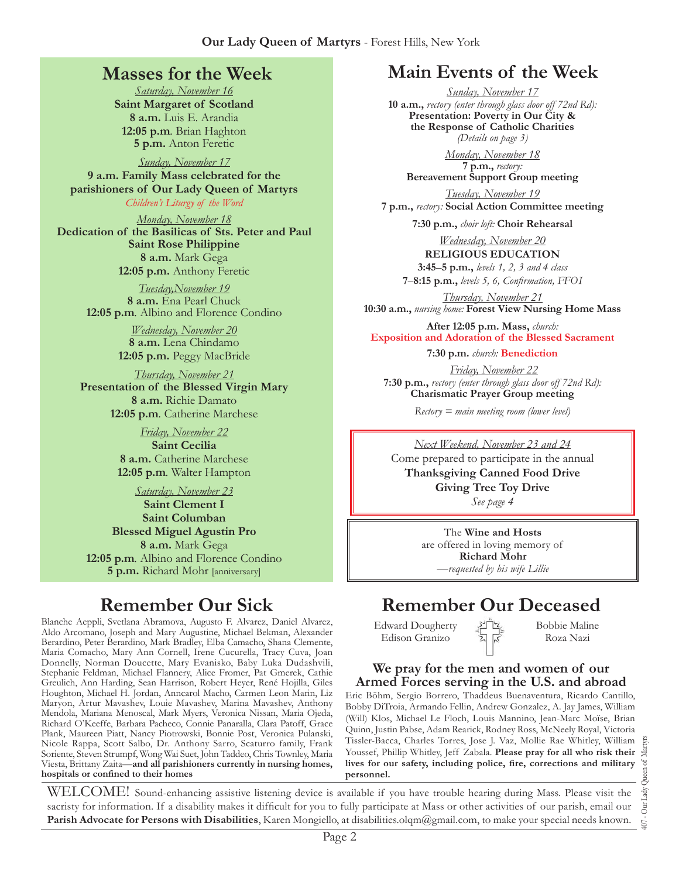## Masses for the Week

*Saturday, November 16*
**Saint Margaret of Scotland**
**8 a.m.** Luis E. Arandia
**12:05 p.m**. Brian Haghton
**5 p.m.** Anton Feretic

*Sunday, November 17*
**9 a.m. Family Mass celebrated for the parishioners of Our Lady Queen of Martyrs**
*Children's Liturgy of the Word*

*Monday, November 18*
**Dedication of the Basilicas of Sts. Peter and Paul**
**Saint Rose Philippine**
**8 a.m.** Mark Gega
**12:05 p.m.** Anthony Feretic

*Tuesday,November 19*
**8 a.m.** Ena Pearl Chuck
**12:05 p.m**. Albino and Florence Condino

*Wednesday, November 20*
**8 a.m.** Lena Chindamo
**12:05 p.m.** Peggy MacBride

*Thursday, November 21*
**Presentation of the Blessed Virgin Mary**
**8 a.m.** Richie Damato
**12:05 p.m**. Catherine Marchese

*Friday, November 22*
**Saint Cecilia**
**8 a.m.** Catherine Marchese
**12:05 p.m**. Walter Hampton

*Saturday, November 23*
**Saint Clement I**
**Saint Columban**
**Blessed Miguel Agustin Pro**
**8 a.m.** Mark Gega
**12:05 p.m**. Albino and Florence Condino
**5 p.m.** Richard Mohr [anniversary]

## Main Events of the Week

*Sunday, November 17*
**10 a.m.,** *rectory (enter through glass door off 72nd Rd):* **Presentation: Poverty in Our City & the Response of Catholic Charities**
*(Details on page 3)*

*Monday, November 18*
**7 p.m.,** *rectory:*
**Bereavement Support Group meeting**

*Tuesday, November 19*
**7 p.m.,** *rectory:* **Social Action Committee meeting**

**7:30 p.m.,** *choir loft:* **Choir Rehearsal**

*Wednesday, November 20*
**RELIGIOUS EDUCATION**
**3:45–5 p.m.,** *levels 1, 2, 3 and 4 class*
**7–8:15 p.m.,** *levels 5, 6, Confirmation, FFOI*

*Thursday, November 21*
**10:30 a.m.,** *nursing home:* **Forest View Nursing Home Mass**

**After 12:05 p.m. Mass,** *church:*
**Exposition and Adoration of the Blessed Sacrament**

**7:30 p.m.** *church:* **Benediction**

*Friday, November 22*
**7:30 p.m.,** *rectory (enter through glass door off 72nd Rd):*
**Charismatic Prayer Group meeting**

*Rectory = main meeting room (lower level)*

*Next Weekend, November 23 and 24*
Come prepared to participate in the annual
**Thanksgiving Canned Food Drive**
**Giving Tree Toy Drive**
*See page 4*

The **Wine and Hosts** are offered in loving memory of **Richard Mohr**
*—requested by his wife Lillie*

## Remember Our Sick

Blanche Aeppli, Svetlana Abramova, Augusto F. Alvarez, Daniel Alvarez, Aldo Arcomano, Joseph and Mary Augustine, Michael Bekman, Alexander Berardino, Peter Berardino, Mark Bradley, Elba Camacho, Shana Clemente, Maria Comacho, Mary Ann Cornell, Irene Cucurella, Tracy Cuva, Joan Donnelly, Norman Doucette, Mary Evanisko, Baby Luka Dudashvili, Stephanie Feldman, Michael Flannery, Alice Fromer, Pat Gmerek, Cathie Greulich, Ann Harding, Sean Harrison, Robert Heyer, René Hojilla, Giles Houghton, Michael H. Jordan, Anncarol Macho, Carmen Leon Marin, Liz Maryon, Artur Mavashev, Louie Mavashev, Marina Mavashev, Anthony Mendola, Mariana Menoscal, Mark Myers, Veronica Nissan, Maria Ojeda, Richard O'Keeffe, Barbara Pacheco, Connie Panaralla, Clara Patoff, Grace Plank, Maureen Piatt, Nancy Piotrowski, Bonnie Post, Veronica Pulanski, Nicole Rappa, Scott Salbo, Dr. Anthony Sarro, Scaturro family, Frank Soriente, Steven Strumpf, Wong Wai Suet, John Taddeo, Chris Townley, Maria Viesta, Brittany Zaita—**and all parishioners currently in nursing homes, hospitals or confined to their homes**

## Remember Our Deceased

Edward Dougherty
Edison Granizo
Bobbie Maline
Roza Nazi

### We pray for the men and women of our Armed Forces serving in the U.S. and abroad

Eric Böhm, Sergio Borrero, Thaddeus Buenaventura, Ricardo Cantillo, Bobby DiTroia, Armando Fellin, Andrew Gonzalez, A. Jay James, William (Will) Klos, Michael Le Floch, Louis Mannino, Jean-Marc Moïse, Brian Quinn, Justin Pabse, Adam Rearick, Rodney Ross, McNeely Royal, Victoria Tissler-Bacca, Charles Torres, Jose J. Vaz, Mollie Rae Whitley, William Youssef, Phillip Whitley, Jeff Zabala. **Please pray for all who risk their lives for our safety, including police, fire, corrections and military personnel.**

WELCOME! Sound-enhancing assistive listening device is available if you have trouble hearing during Mass. Please visit the sacristy for information. If a disability makes it difficult for you to fully participate at Mass or other activities of our parish, email our **Parish Advocate for Persons with Disabilities**, Karen Mongiello, at disabilities.olqm@gmail.com, to make your special needs known.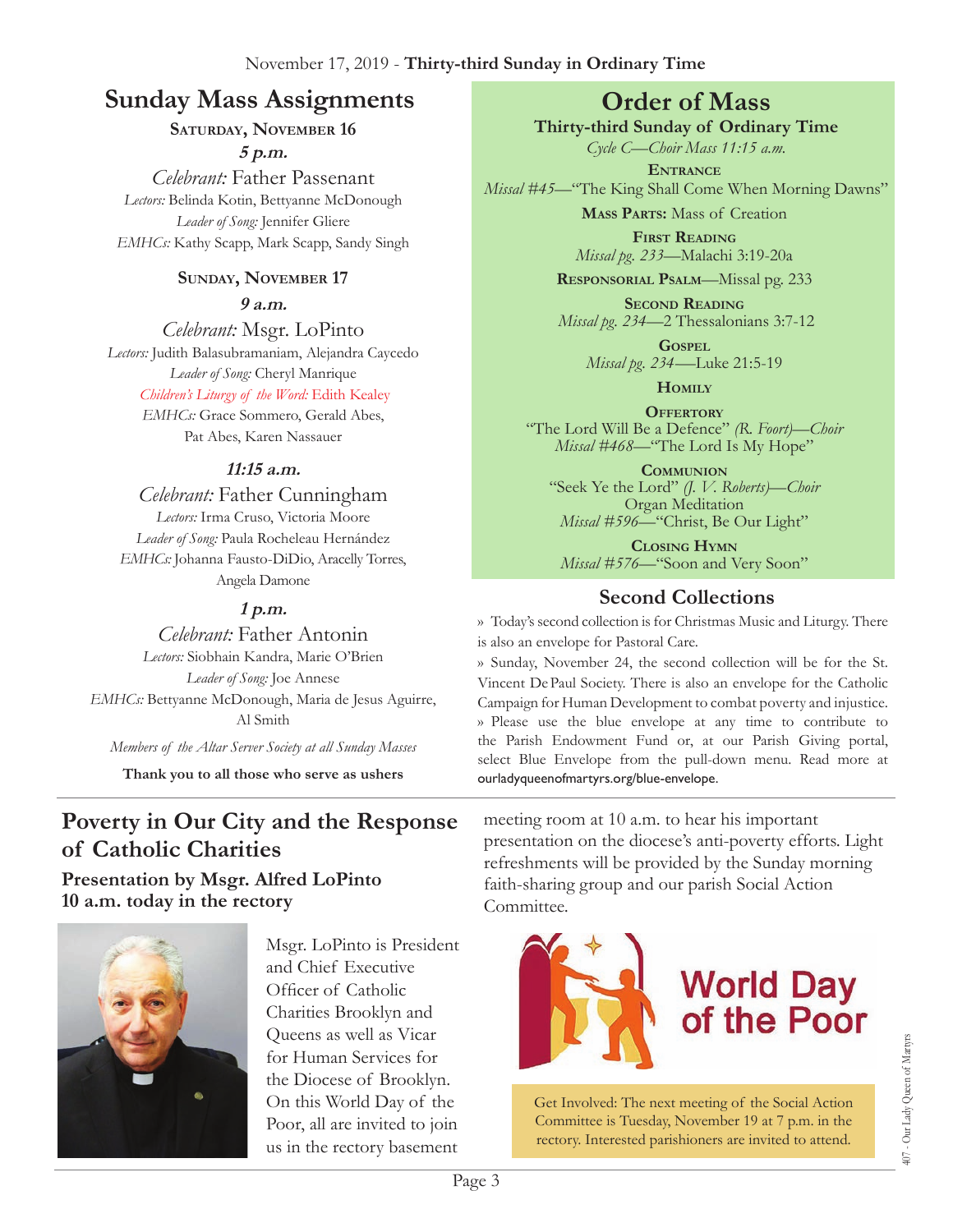November 17, 2019 - **Thirty-third Sunday in Ordinary Time**

# Sunday Mass Assignments

**Saturday, November 16**

***5 p.m.***

*Celebrant:* Father Passenant
*Lectors:* Belinda Kotin, Bettyanne McDonough
*Leader of Song:* Jennifer Gliere
*EMHCs:* Kathy Scapp, Mark Scapp, Sandy Singh

**Sunday, November 17**

***9 a.m.***

*Celebrant:* Msgr. LoPinto
*Lectors:* Judith Balasubramaniam, Alejandra Caycedo
*Leader of Song:* Cheryl Manrique
*Children's Liturgy of the Word:* Edith Kealey
*EMHCs:* Grace Sommero, Gerald Abes, Pat Abes, Karen Nassauer

***11:15 a.m.***

*Celebrant:* Father Cunningham
*Lectors:* Irma Cruso, Victoria Moore
*Leader of Song:* Paula Rocheleau Hernández
*EMHCs:* Johanna Fausto-DiDio, Aracelly Torres, Angela Damone

***1 p.m.***

*Celebrant:* Father Antonin
*Lectors:* Siobhain Kandra, Marie O'Brien
*Leader of Song:* Joe Annese
*EMHCs:* Bettyanne McDonough, Maria de Jesus Aguirre, Al Smith

*Members of the Altar Server Society at all Sunday Masses*

**Thank you to all those who serve as ushers**

# Order of Mass

**Thirty-third Sunday of Ordinary Time**
*Cycle C—Choir Mass 11:15 a.m.*

**Entrance**
*Missal #45*—"The King Shall Come When Morning Dawns"

**Mass Parts:** Mass of Creation

**First Reading**
*Missal pg. 233*—Malachi 3:19-20a

**Responsorial Psalm**—Missal pg. 233

**Second Reading**
*Missal pg. 234*—2 Thessalonians 3:7-12

**Gospel**
*Missal pg. 234*—Luke 21:5-19

**Homily**

**Offertory**
"The Lord Will Be a Defence" *(R. Foort)—Choir*
*Missal #468*—"The Lord Is My Hope"

**Communion**
"Seek Ye the Lord" *(J. V. Roberts)—Choir*
Organ Meditation
*Missal #596*—"Christ, Be Our Light"

**Closing Hymn**
*Missal #576*—"Soon and Very Soon"

## Second Collections

» Today's second collection is for Christmas Music and Liturgy. There is also an envelope for Pastoral Care.

» Sunday, November 24, the second collection will be for the St. Vincent De Paul Society. There is also an envelope for the Catholic Campaign for Human Development to combat poverty and injustice.

» Please use the blue envelope at any time to contribute to the Parish Endowment Fund or, at our Parish Giving portal, select Blue Envelope from the pull-down menu. Read more at ourladyqueenofmartyrs.org/blue-envelope.

# Poverty in Our City and the Response of Catholic Charities

**Presentation by Msgr. Alfred LoPinto**
**10 a.m. today in the rectory**

Msgr. LoPinto is President and Chief Executive Officer of Catholic Charities Brooklyn and Queens as well as Vicar for Human Services for the Diocese of Brooklyn. On this World Day of the Poor, all are invited to join us in the rectory basement meeting room at 10 a.m. to hear his important presentation on the diocese's anti-poverty efforts. Light refreshments will be provided by the Sunday morning faith-sharing group and our parish Social Action Committee.

## World Day of the Poor

Get Involved: The next meeting of the Social Action Committee is Tuesday, November 19 at 7 p.m. in the rectory. Interested parishioners are invited to attend.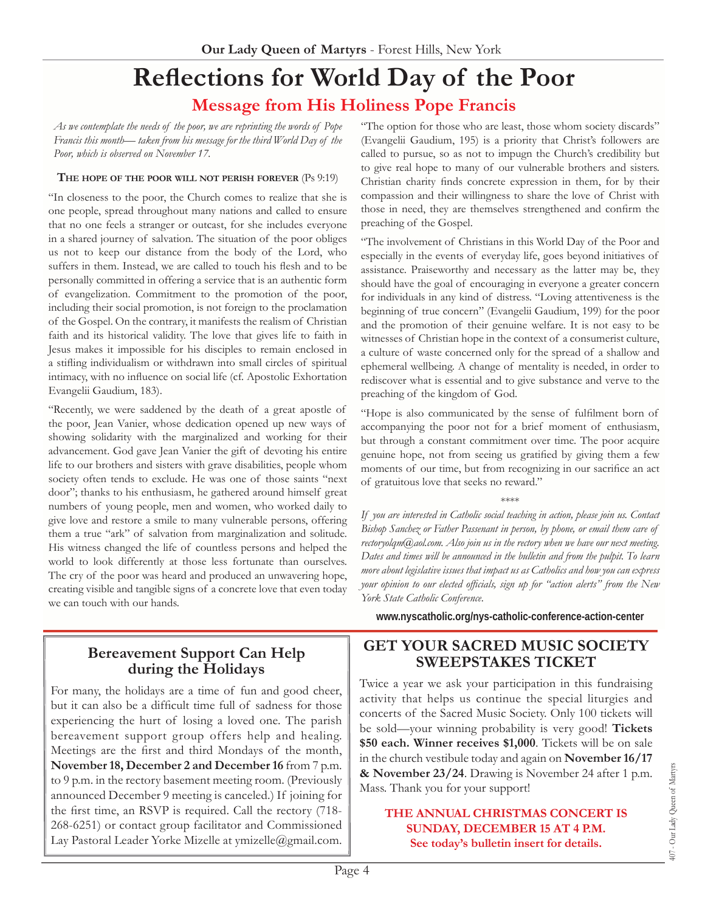# Reflections for World Day of the Poor

## Message from His Holiness Pope Francis

*As we contemplate the needs of the poor, we are reprinting the words of Pope Francis this month— taken from his message for the third World Day of the Poor, which is observed on November 17.*

**The hope of the poor will not perish forever** (Ps 9:19)

"In closeness to the poor, the Church comes to realize that she is one people, spread throughout many nations and called to ensure that no one feels a stranger or outcast, for she includes everyone in a shared journey of salvation. The situation of the poor obliges us not to keep our distance from the body of the Lord, who suffers in them. Instead, we are called to touch his flesh and to be personally committed in offering a service that is an authentic form of evangelization. Commitment to the promotion of the poor, including their social promotion, is not foreign to the proclamation of the Gospel. On the contrary, it manifests the realism of Christian faith and its historical validity. The love that gives life to faith in Jesus makes it impossible for his disciples to remain enclosed in a stifling individualism or withdrawn into small circles of spiritual intimacy, with no influence on social life (cf. Apostolic Exhortation Evangelii Gaudium, 183).

"Recently, we were saddened by the death of a great apostle of the poor, Jean Vanier, whose dedication opened up new ways of showing solidarity with the marginalized and working for their advancement. God gave Jean Vanier the gift of devoting his entire life to our brothers and sisters with grave disabilities, people whom society often tends to exclude. He was one of those saints "next door"; thanks to his enthusiasm, he gathered around himself great numbers of young people, men and women, who worked daily to give love and restore a smile to many vulnerable persons, offering them a true "ark" of salvation from marginalization and solitude. His witness changed the life of countless persons and helped the world to look differently at those less fortunate than ourselves. The cry of the poor was heard and produced an unwavering hope, creating visible and tangible signs of a concrete love that even today we can touch with our hands.

"The option for those who are least, those whom society discards" (Evangelii Gaudium, 195) is a priority that Christ's followers are called to pursue, so as not to impugn the Church's credibility but to give real hope to many of our vulnerable brothers and sisters. Christian charity finds concrete expression in them, for by their compassion and their willingness to share the love of Christ with those in need, they are themselves strengthened and confirm the preaching of the Gospel.

"The involvement of Christians in this World Day of the Poor and especially in the events of everyday life, goes beyond initiatives of assistance. Praiseworthy and necessary as the latter may be, they should have the goal of encouraging in everyone a greater concern for individuals in any kind of distress. "Loving attentiveness is the beginning of true concern" (Evangelii Gaudium, 199) for the poor and the promotion of their genuine welfare. It is not easy to be witnesses of Christian hope in the context of a consumerist culture, a culture of waste concerned only for the spread of a shallow and ephemeral wellbeing. A change of mentality is needed, in order to rediscover what is essential and to give substance and verve to the preaching of the kingdom of God.

"Hope is also communicated by the sense of fulfilment born of accompanying the poor not for a brief moment of enthusiasm, but through a constant commitment over time. The poor acquire genuine hope, not from seeing us gratified by giving them a few moments of our time, but from recognizing in our sacrifice an act of gratuitous love that seeks no reward."

\*\*\*\*

*If you are interested in Catholic social teaching in action, please join us. Contact Bishop Sanchez or Father Passenant in person, by phone, or email them care of rectoryolqm@aol.com. Also join us in the rectory when we have our next meeting. Dates and times will be announced in the bulletin and from the pulpit. To learn more about legislative issues that impact us as Catholics and how you can express your opinion to our elected officials, sign up for "action alerts" from the New York State Catholic Conference.*

**www.nyscatholic.org/nys-catholic-conference-action-center**

## Bereavement Support Can Help during the Holidays

For many, the holidays are a time of fun and good cheer, but it can also be a difficult time full of sadness for those experiencing the hurt of losing a loved one. The parish bereavement support group offers help and healing. Meetings are the first and third Mondays of the month, **November 18, December 2 and December 16** from 7 p.m. to 9 p.m. in the rectory basement meeting room. (Previously announced December 9 meeting is canceled.) If joining for the first time, an RSVP is required. Call the rectory (718-268-6251) or contact group facilitator and Commissioned Lay Pastoral Leader Yorke Mizelle at ymizelle@gmail.com.

## GET YOUR SACRED MUSIC SOCIETY SWEEPSTAKES TICKET

Twice a year we ask your participation in this fundraising activity that helps us continue the special liturgies and concerts of the Sacred Music Society. Only 100 tickets will be sold—your winning probability is very good! **Tickets $50 each. Winner receives $1,000**. Tickets will be on sale in the church vestibule today and again on **November 16/17 & November 23/24**. Drawing is November 24 after 1 p.m. Mass. Thank you for your support!

**THE ANNUAL CHRISTMAS CONCERT IS SUNDAY, DECEMBER 15 AT 4 P.M.**
**See today's bulletin insert for details.**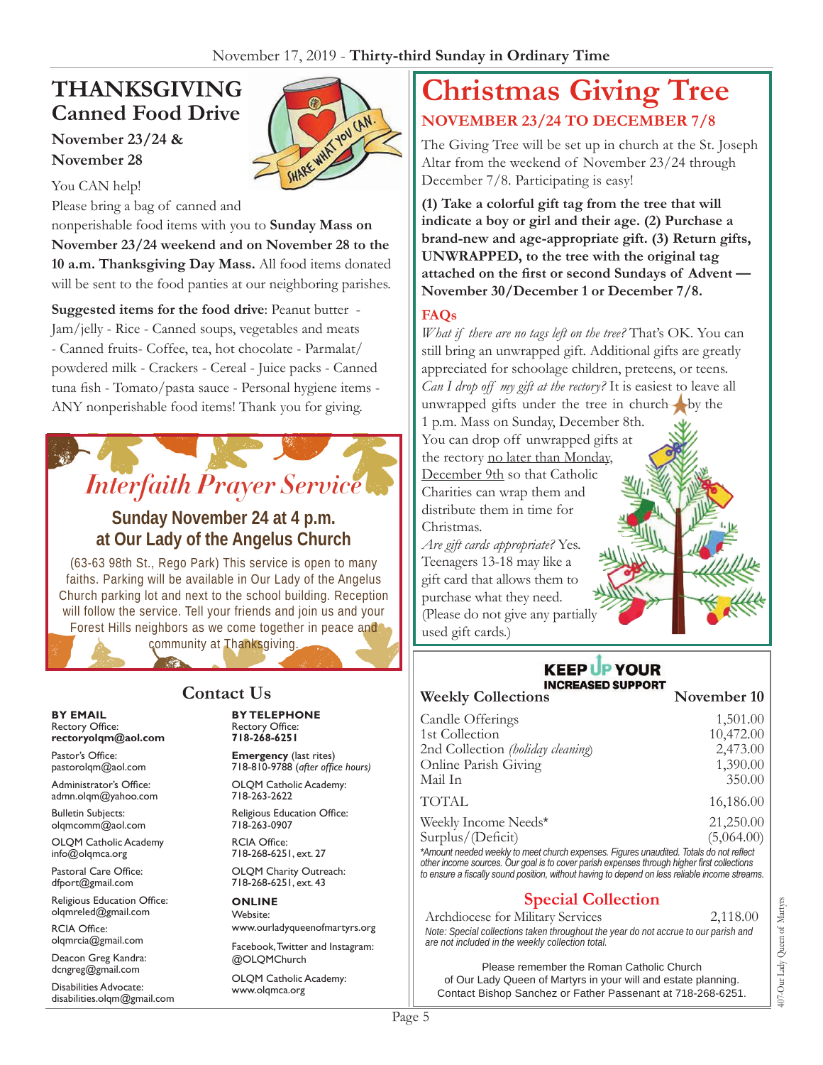# THANKSGIVING
## Canned Food Drive

**November 23/24 & November 28**

You CAN help!

Please bring a bag of canned and nonperishable food items with you to **Sunday Mass on November 23/24 weekend and on November 28 to the 10 a.m. Thanksgiving Day Mass.** All food items donated will be sent to the food panties at our neighboring parishes.

**Suggested items for the food drive**: Peanut butter - Jam/jelly - Rice - Canned soups, vegetables and meats - Canned fruits- Coffee, tea, hot chocolate - Parmalat/ powdered milk - Crackers - Cereal - Juice packs - Canned tuna fish - Tomato/pasta sauce - Personal hygiene items - ANY nonperishable food items! Thank you for giving.

## *Interfaith Prayer Service*

**Sunday November 24 at 4 p.m.**
**at Our Lady of the Angelus Church**

(63-63 98th St., Rego Park) This service is open to many faiths. Parking will be available in Our Lady of the Angelus Church parking lot and next to the school building. Reception will follow the service. Tell your friends and join us and your Forest Hills neighbors as we come together in peace and community at Thanksgiving.

## Contact Us

**BY EMAIL**

Rectory Office:
**rectoryolqm@aol.com**

Pastor's Office:
pastorolqm@aol.com

Administrator's Office:
admn.olqm@yahoo.com

Bulletin Subjects:
olqmcomm@aol.com

OLQM Catholic Academy
info@olqmca.org

Pastoral Care Office:
dfport@gmail.com

Religious Education Office:
olqmreled@gmail.com

RCIA Office:
olqmrcia@gmail.com

Deacon Greg Kandra:
dcngreg@gmail.com

Disabilities Advocate:
disabilities.olqm@gmail.com

**BY TELEPHONE**

Rectory Office:
**718-268-6251**

**Emergency** (last rites)
718-810-9788 (*after office hours*)

OLQM Catholic Academy:
718-263-2622

Religious Education Office:
718-263-0907

RCIA Office:
718-268-6251, ext. 27

OLQM Charity Outreach:
718-268-6251, ext. 43

**ONLINE**

Website:
www.ourladyqueenofmartyrs.org

Facebook, Twitter and Instagram:
@OLQMChurch

OLQM Catholic Academy:
www.olqmca.org

# Christmas Giving Tree

## NOVEMBER 23/24 TO DECEMBER 7/8

The Giving Tree will be set up in church at the St. Joseph Altar from the weekend of November 23/24 through December 7/8. Participating is easy!

**(1) Take a colorful gift tag from the tree that will indicate a boy or girl and their age. (2) Purchase a brand-new and age-appropriate gift. (3) Return gifts, UNWRAPPED, to the tree with the original tag attached on the first or second Sundays of Advent — November 30/December 1 or December 7/8.**

### FAQs

*What if there are no tags left on the tree?* That's OK. You can still bring an unwrapped gift. Additional gifts are greatly appreciated for schoolage children, preteens, or teens.

*Can I drop off my gift at the rectory?* It is easiest to leave all unwrapped gifts under the tree in church by the 1 p.m. Mass on Sunday, December 8th. You can drop off unwrapped gifts at the rectory no later than Monday, December 9th so that Catholic Charities can wrap them and distribute them in time for Christmas.

*Are gift cards appropriate?* Yes. Teenagers 13-18 may like a gift card that allows them to purchase what they need. (Please do not give any partially used gift cards.)

**KEEP UP YOUR INCREASED SUPPORT**

| Weekly Collections | November 10 |
|---|---|
| Candle Offerings | 1,501.00 |
| 1st Collection | 10,472.00 |
| 2nd Collection *(holiday cleaning)* | 2,473.00 |
| Online Parish Giving | 1,390.00 |
| Mail In | 350.00 |
| TOTAL | 16,186.00 |
| Weekly Income Needs* | 21,250.00 |
| Surplus/(Deficit) | (5,064.00) |

*\*Amount needed weekly to meet church expenses. Figures unaudited. Totals do not reflect other income sources. Our goal is to cover parish expenses through higher first collections to ensure a fiscally sound position, without having to depend on less reliable income streams.*

## Special Collection

| Archdiocese for Military Services | 2,118.00 |
|---|---|

*Note: Special collections taken throughout the year do not accrue to our parish and are not included in the weekly collection total.*

Please remember the Roman Catholic Church of Our Lady Queen of Martyrs in your will and estate planning. Contact Bishop Sanchez or Father Passenant at 718-268-6251.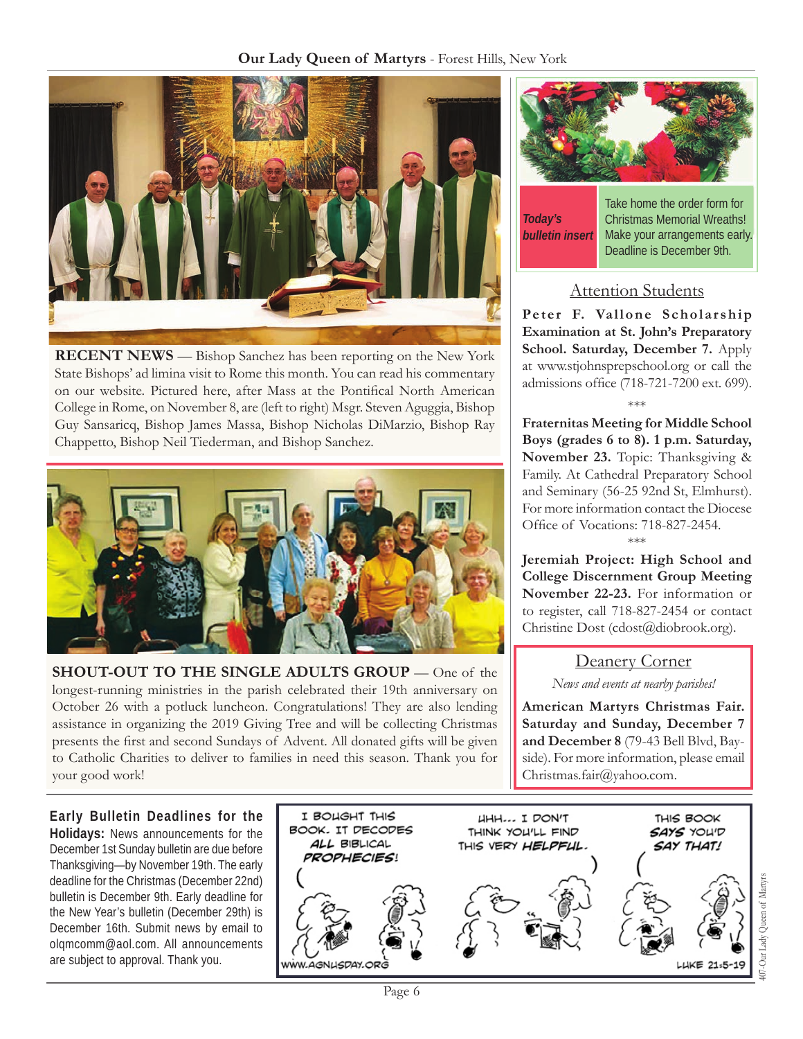**RECENT NEWS** — Bishop Sanchez has been reporting on the New York State Bishops' ad limina visit to Rome this month. You can read his commentary on our website. Pictured here, after Mass at the Pontifical North American College in Rome, on November 8, are (left to right) Msgr. Steven Aguggia, Bishop Guy Sansaricq, Bishop James Massa, Bishop Nicholas DiMarzio, Bishop Ray Chappetto, Bishop Neil Tiederman, and Bishop Sanchez.

**SHOUT-OUT TO THE SINGLE ADULTS GROUP** — One of the longest-running ministries in the parish celebrated their 19th anniversary on October 26 with a potluck luncheon. Congratulations! They are also lending assistance in organizing the 2019 Giving Tree and will be collecting Christmas presents the first and second Sundays of Advent. All donated gifts will be given to Catholic Charities to deliver to families in need this season. Thank you for your good work!

***Today's bulletin insert*** Take home the order form for Christmas Memorial Wreaths! Make your arrangements early. Deadline is December 9th.

## Attention Students

**Peter F. Vallone Scholarship Examination at St. John's Preparatory School. Saturday, December 7.** Apply at www.stjohnsprepschool.org or call the admissions office (718-721-7200 ext. 699).

\*\*\*

**Fraternitas Meeting for Middle School Boys (grades 6 to 8). 1 p.m. Saturday, November 23.** Topic: Thanksgiving & Family. At Cathedral Preparatory School and Seminary (56-25 92nd St, Elmhurst). For more information contact the Diocese Office of Vocations: 718-827-2454.

\*\*\*

**Jeremiah Project: High School and College Discernment Group Meeting November 22-23.** For information or to register, call 718-827-2454 or contact Christine Dost (cdost@diobrook.org).

## Deanery Corner

*News and events at nearby parishes!*

**American Martyrs Christmas Fair. Saturday and Sunday, December 7 and December 8** (79-43 Bell Blvd, Bayside). For more information, please email Christmas.fair@yahoo.com.

**Early Bulletin Deadlines for the Holidays:** News announcements for the December 1st Sunday bulletin are due before Thanksgiving—by November 19th. The early deadline for the Christmas (December 22nd) bulletin is December 9th. Early deadline for the New Year's bulletin (December 29th) is December 16th. Submit news by email to olqmcomm@aol.com. All announcements are subject to approval. Thank you.